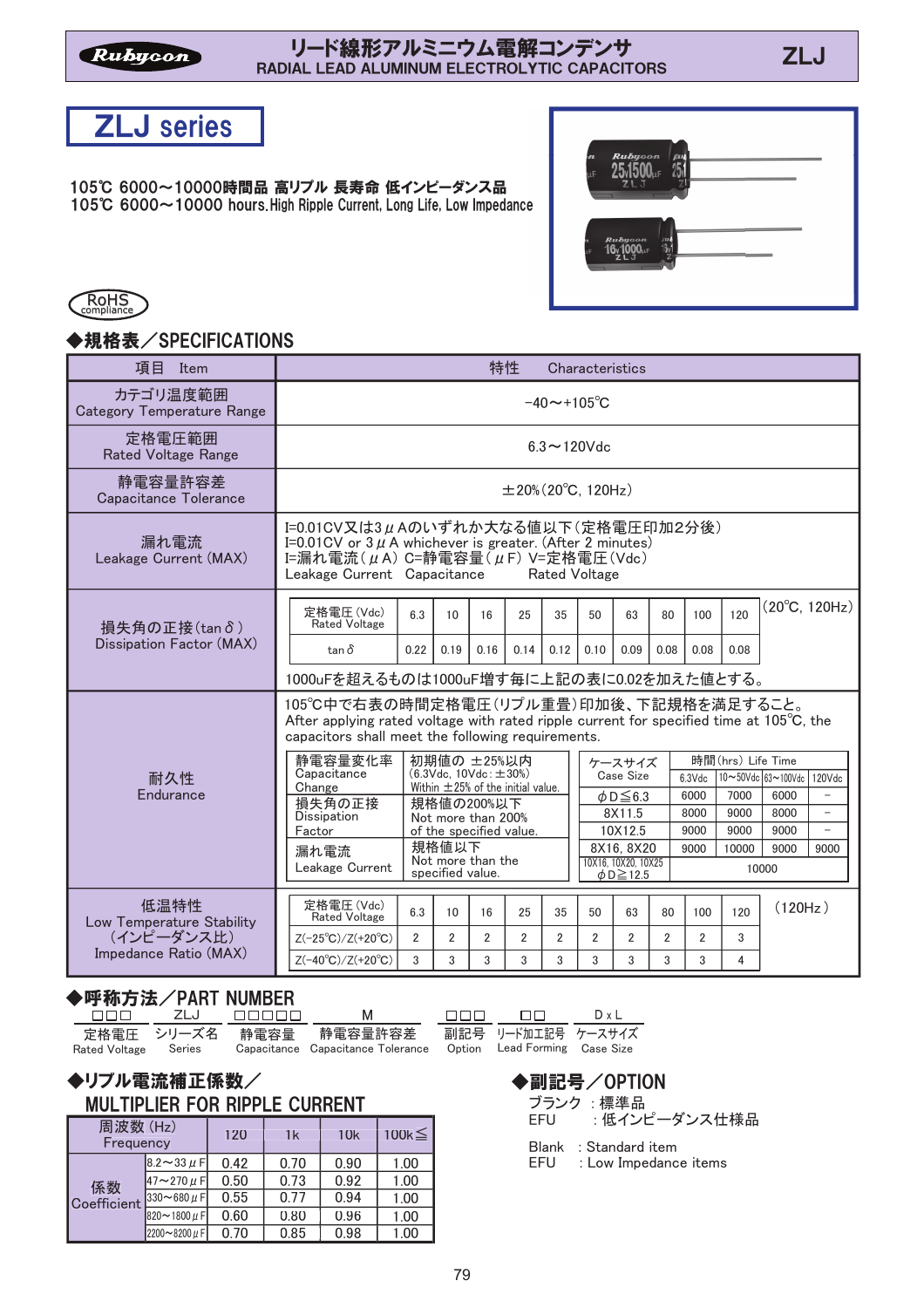# リード線形アルミニウム電解コンデンサ
RADIAL LEAD ALUMINUM ELECTROLYTIC CAPACITORS

ZLJ

## ZLJ series

105℃ 6000～10000時間品 高リプル 長寿命 低インピーダンス品
105℃ 6000～10000 hours.High Ripple Current, Long Life, Low Impedance

RoHS compliance

## ◆規格表／SPECIFICATIONS

| 項目 Item | 特性 Characteristics |
|---|---|
| カテゴリ温度範囲 Category Temperature Range | −40～+105℃ |
| 定格電圧範囲 Rated Voltage Range | 6.3～120Vdc |
| 静電容量許容差 Capacitance Tolerance | ±20%(20℃, 120Hz) |
| 漏れ電流 Leakage Current (MAX) | I=0.01CV又は3μAのいずれか大なる値以下(定格電圧印加2分後) I=0.01CV or 3μA whichever is greater. (After 2 minutes) I=漏れ電流(μA) C=静電容量(μF) V=定格電圧(Vdc) Leakage Current Capacitance Rated Voltage |
| 損失角の正接(tanδ) Dissipation Factor (MAX) | (see table below) |
| 耐久性 Endurance | (see below) |
| 低温特性 Low Temperature Stability (インピーダンス比) Impedance Ratio (MAX) | (see table below) |

**損失角の正接(tanδ) Dissipation Factor (MAX)** (20℃, 120Hz)

| 定格電圧(Vdc) Rated Voltage | 6.3 | 10 | 16 | 25 | 35 | 50 | 63 | 80 | 100 | 120 |
|---|---|---|---|---|---|---|---|---|---|---|
| tanδ | 0.22 | 0.19 | 0.16 | 0.14 | 0.12 | 0.10 | 0.09 | 0.08 | 0.08 | 0.08 |

1000uFを超えるものは1000uF増す毎に上記の表に0.02を加えた値とする。

**耐久性 Endurance**

105℃中で右表の時間定格電圧(リプル重畳)印加後、下記規格を満足すること。
After applying rated voltage with rated ripple current for specified time at 105℃, the capacitors shall meet the following requirements.

| | |
|---|---|
| 静電容量変化率 Capacitance Change | 初期値の ±25%以内 (6.3Vdc, 10Vdc:±30%) Within ±25% of the initial value. |
| 損失角の正接 Dissipation Factor | 規格値の200%以下 Not more than 200% of the specified value. |
| 漏れ電流 Leakage Current | 規格値以下 Not more than the specified value. |

| ケースサイズ Case Size | 時間(hrs) Life Time 6.3Vdc | 10～50Vdc | 63～100Vdc | 120Vdc |
|---|---|---|---|---|
| φD≦6.3 | 6000 | 7000 | 6000 | − |
| 8X11.5 | 8000 | 9000 | 8000 | − |
| 10X12.5 | 9000 | 9000 | 9000 | − |
| 8X16, 8X20 | 9000 | 10000 | 9000 | 9000 |
| 10X16, 10X20, 10X25 φD≧12.5 | 10000 | | | |

**低温特性 Low Temperature Stability** (120Hz)

| 定格電圧(Vdc) Rated Voltage | 6.3 | 10 | 16 | 25 | 35 | 50 | 63 | 80 | 100 | 120 |
|---|---|---|---|---|---|---|---|---|---|---|
| Z(−25℃)/Z(+20℃) | 2 | 2 | 2 | 2 | 2 | 2 | 2 | 2 | 2 | 3 |
| Z(−40℃)/Z(+20℃) | 3 | 3 | 3 | 3 | 3 | 3 | 3 | 3 | 3 | 4 |

## ◆呼称方法／PART NUMBER

| □□□ | ZLJ | □□□□□ | M | □□□ | □□ | D x L |
|---|---|---|---|---|---|---|
| 定格電圧 Rated Voltage | シリーズ名 Series | 静電容量 Capacitance | 静電容量許容差 Capacitance Tolerance | 副記号 Option | リード加工記号 Lead Forming | ケースサイズ Case Size |

## ◆リプル電流補正係数／MULTIPLIER FOR RIPPLE CURRENT

| 周波数(Hz) Frequency | | 120 | 1k | 10k | 100k≦ |
|---|---|---|---|---|---|
| 係数 Coefficient | 8.2～33μF | 0.42 | 0.70 | 0.90 | 1.00 |
| | 47～270μF | 0.50 | 0.73 | 0.92 | 1.00 |
| | 330～680μF | 0.55 | 0.77 | 0.94 | 1.00 |
| | 820～1800μF | 0.60 | 0.80 | 0.96 | 1.00 |
| | 2200～8200μF | 0.70 | 0.85 | 0.98 | 1.00 |

## ◆副記号／OPTION

ブランク ：標準品
EFU ：低インピーダンス仕様品

Blank : Standard item
EFU : Low Impedance items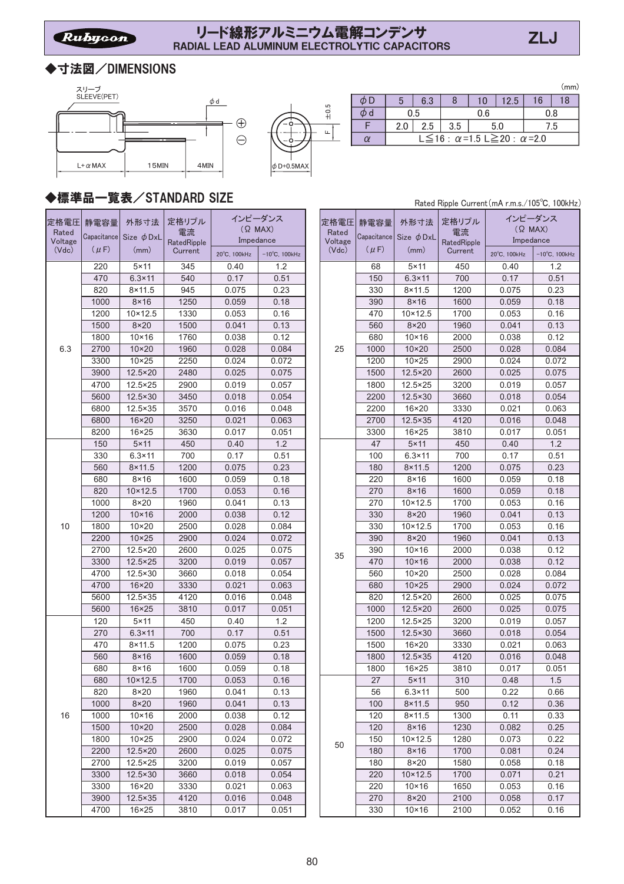# リード線形アルミニウム電解コンデンサ RADIAL LEAD ALUMINUM ELECTROLYTIC CAPACITORS

**ZLJ**

## ◆寸法図／DIMENSIONS

スリーブ SLEEVE(PET)

L+α MAX　15MIN　4MIN　φd　φD+0.5MAX　F　±0.5

(mm)

| φD | 5 | 6.3 | 8 | 10 | 12.5 | 16 | 18 |
|---|---|---|---|---|---|---|---|
| φd | 0.5 | | 0.6 | | | 0.8 | |
| F | 2.0 | 2.5 | 3.5 | 5.0 | | 7.5 | |
| α | L≦16：α=1.5 L≧20：α=2.0 | | | | | | |

## ◆標準品一覧表／STANDARD SIZE

Rated Ripple Current(mA r.m.s./105℃, 100kHz)

| 定格電圧 Rated Voltage (Vdc) | 静電容量 Capacitance (μF) | 外形寸法 Size φDxL (mm) | 定格リプル電流 RatedRipple Current | インピーダンス (Ω MAX) Impedance 20℃, 100kHz | −10℃, 100kHz |
|---|---|---|---|---|---|
| 6.3 | 220 | 5×11 | 345 | 0.40 | 1.2 |
| | 470 | 6.3×11 | 540 | 0.17 | 0.51 |
| | 820 | 8×11.5 | 945 | 0.075 | 0.23 |
| | 1000 | 8×16 | 1250 | 0.059 | 0.18 |
| | 1200 | 10×12.5 | 1330 | 0.053 | 0.16 |
| | 1500 | 8×20 | 1500 | 0.041 | 0.13 |
| | 1800 | 10×16 | 1760 | 0.038 | 0.12 |
| | 2700 | 10×20 | 1960 | 0.028 | 0.084 |
| | 3300 | 10×25 | 2250 | 0.024 | 0.072 |
| | 3900 | 12.5×20 | 2480 | 0.025 | 0.075 |
| | 4700 | 12.5×25 | 2900 | 0.019 | 0.057 |
| | 5600 | 12.5×30 | 3450 | 0.018 | 0.054 |
| | 6800 | 12.5×35 | 3570 | 0.016 | 0.048 |
| | 6800 | 16×20 | 3250 | 0.021 | 0.063 |
| | 8200 | 16×25 | 3630 | 0.017 | 0.051 |
| 10 | 150 | 5×11 | 450 | 0.40 | 1.2 |
| | 330 | 6.3×11 | 700 | 0.17 | 0.51 |
| | 560 | 8×11.5 | 1200 | 0.075 | 0.23 |
| | 680 | 8×16 | 1600 | 0.059 | 0.18 |
| | 820 | 10×12.5 | 1700 | 0.053 | 0.16 |
| | 1000 | 8×20 | 1960 | 0.041 | 0.13 |
| | 1200 | 10×16 | 2000 | 0.038 | 0.12 |
| | 1800 | 10×20 | 2500 | 0.028 | 0.084 |
| | 2200 | 10×25 | 2900 | 0.024 | 0.072 |
| | 2700 | 12.5×20 | 2600 | 0.025 | 0.075 |
| | 3300 | 12.5×25 | 3200 | 0.019 | 0.057 |
| | 4700 | 12.5×30 | 3660 | 0.018 | 0.054 |
| | 4700 | 16×20 | 3330 | 0.021 | 0.063 |
| | 5600 | 12.5×35 | 4120 | 0.016 | 0.048 |
| | 5600 | 16×25 | 3810 | 0.017 | 0.051 |
| 16 | 120 | 5×11 | 450 | 0.40 | 1.2 |
| | 270 | 6.3×11 | 700 | 0.17 | 0.51 |
| | 470 | 8×11.5 | 1200 | 0.075 | 0.23 |
| | 560 | 8×16 | 1600 | 0.059 | 0.18 |
| | 680 | 8×16 | 1600 | 0.059 | 0.18 |
| | 680 | 10×12.5 | 1700 | 0.053 | 0.16 |
| | 820 | 8×20 | 1960 | 0.041 | 0.13 |
| | 1000 | 8×20 | 1960 | 0.041 | 0.13 |
| | 1000 | 10×16 | 2000 | 0.038 | 0.12 |
| | 1500 | 10×20 | 2500 | 0.028 | 0.084 |
| | 1800 | 10×25 | 2900 | 0.024 | 0.072 |
| | 2200 | 12.5×20 | 2600 | 0.025 | 0.075 |
| | 2700 | 12.5×25 | 3200 | 0.019 | 0.057 |
| | 3300 | 12.5×30 | 3660 | 0.018 | 0.054 |
| | 3300 | 16×20 | 3330 | 0.021 | 0.063 |
| | 3900 | 12.5×35 | 4120 | 0.016 | 0.048 |
| | 4700 | 16×25 | 3810 | 0.017 | 0.051 |
| 25 | 68 | 5×11 | 450 | 0.40 | 1.2 |
| | 150 | 6.3×11 | 700 | 0.17 | 0.51 |
| | 330 | 8×11.5 | 1200 | 0.075 | 0.23 |
| | 390 | 8×16 | 1600 | 0.059 | 0.18 |
| | 470 | 10×12.5 | 1700 | 0.053 | 0.16 |
| | 560 | 8×20 | 1960 | 0.041 | 0.13 |
| | 680 | 10×16 | 2000 | 0.038 | 0.12 |
| | 1000 | 10×20 | 2500 | 0.028 | 0.084 |
| | 1200 | 10×25 | 2900 | 0.024 | 0.072 |
| | 1500 | 12.5×20 | 2600 | 0.025 | 0.075 |
| | 1800 | 12.5×25 | 3200 | 0.019 | 0.057 |
| | 2200 | 12.5×30 | 3660 | 0.018 | 0.054 |
| | 2200 | 16×20 | 3330 | 0.021 | 0.063 |
| | 2700 | 12.5×35 | 4120 | 0.016 | 0.048 |
| | 3300 | 16×25 | 3810 | 0.017 | 0.051 |
| 35 | 47 | 5×11 | 450 | 0.40 | 1.2 |
| | 100 | 6.3×11 | 700 | 0.17 | 0.51 |
| | 180 | 8×11.5 | 1200 | 0.075 | 0.23 |
| | 220 | 8×16 | 1600 | 0.059 | 0.18 |
| | 270 | 8×16 | 1600 | 0.059 | 0.18 |
| | 270 | 10×12.5 | 1700 | 0.053 | 0.16 |
| | 330 | 8×20 | 1960 | 0.041 | 0.13 |
| | 330 | 10×12.5 | 1700 | 0.053 | 0.16 |
| | 390 | 8×20 | 1960 | 0.041 | 0.13 |
| | 390 | 10×16 | 2000 | 0.038 | 0.12 |
| | 470 | 10×16 | 2000 | 0.038 | 0.12 |
| | 560 | 10×20 | 2500 | 0.028 | 0.084 |
| | 680 | 10×25 | 2900 | 0.024 | 0.072 |
| | 820 | 12.5×20 | 2600 | 0.025 | 0.075 |
| | 1000 | 12.5×20 | 2600 | 0.025 | 0.075 |
| | 1200 | 12.5×25 | 3200 | 0.019 | 0.057 |
| | 1500 | 12.5×30 | 3660 | 0.018 | 0.054 |
| | 1500 | 16×20 | 3330 | 0.021 | 0.063 |
| | 1800 | 12.5×35 | 4120 | 0.016 | 0.048 |
| | 1800 | 16×25 | 3810 | 0.017 | 0.051 |
| 50 | 27 | 5×11 | 310 | 0.48 | 1.5 |
| | 56 | 6.3×11 | 500 | 0.22 | 0.66 |
| | 100 | 8×11.5 | 950 | 0.12 | 0.36 |
| | 120 | 8×11.5 | 1300 | 0.11 | 0.33 |
| | 120 | 8×16 | 1230 | 0.082 | 0.25 |
| | 150 | 10×12.5 | 1280 | 0.073 | 0.22 |
| | 180 | 8×16 | 1700 | 0.081 | 0.24 |
| | 180 | 8×20 | 1580 | 0.058 | 0.18 |
| | 220 | 10×12.5 | 1700 | 0.071 | 0.21 |
| | 220 | 10×16 | 1650 | 0.053 | 0.16 |
| | 270 | 8×20 | 2100 | 0.058 | 0.17 |
| | 330 | 10×16 | 2100 | 0.052 | 0.16 |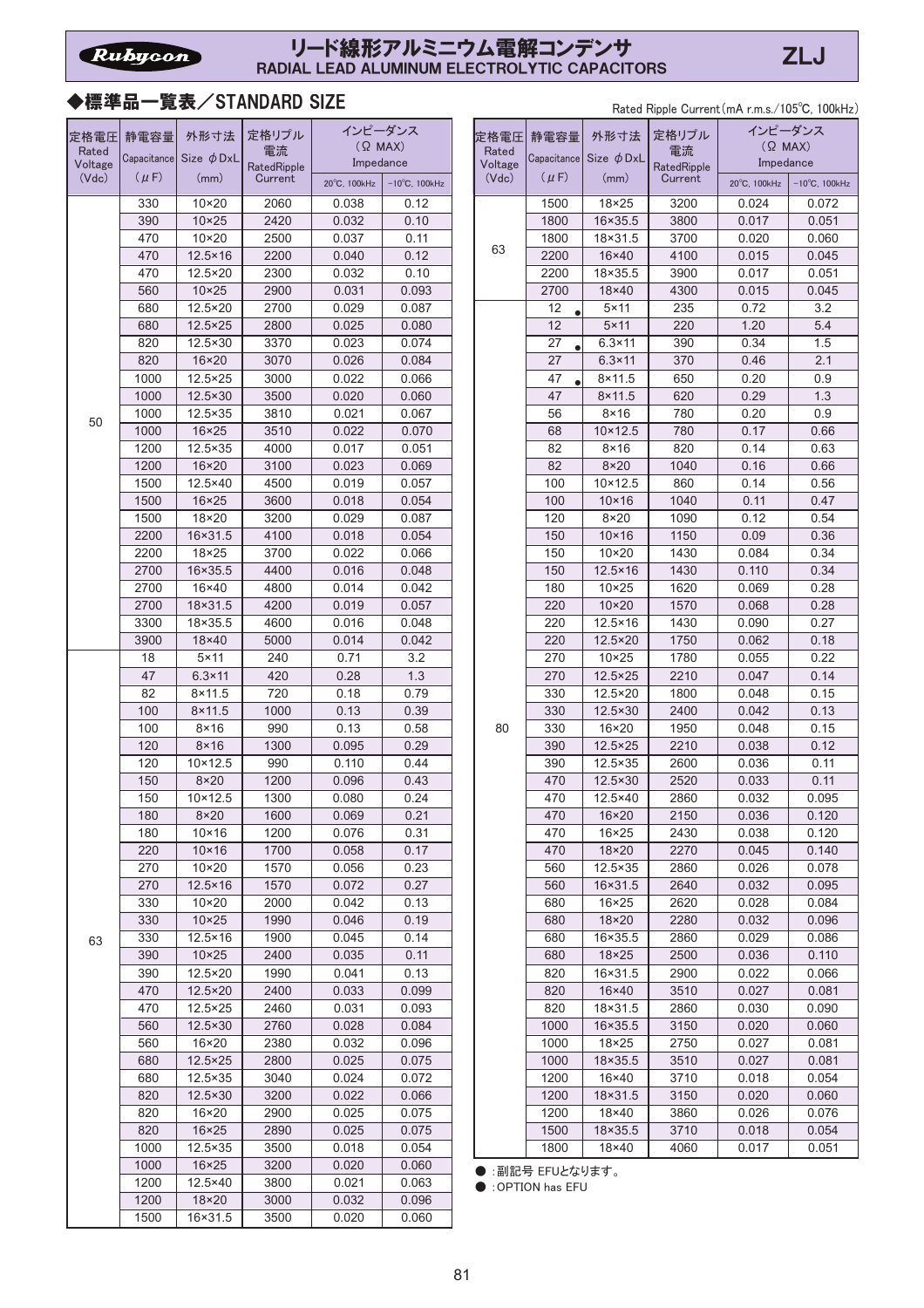# リード線形アルミニウム電解コンデンサ
## RADIAL LEAD ALUMINUM ELECTROLYTIC CAPACITORS

ZLJ

### ◆標準品一覧表／STANDARD SIZE

Rated Ripple Current(mA r.m.s./105℃, 100kHz)

| 定格電圧 Rated Voltage (Vdc) | 静電容量 Capacitance (μF) | 外形寸法 Size φDxL (mm) | 定格リプル電流 RatedRipple Current | インピーダンス (Ω MAX) Impedance | |
|---|---|---|---|---|---|
| | | | | 20℃, 100kHz | −10℃, 100kHz |
| 50 | 330 | 10×20 | 2060 | 0.038 | 0.12 |
| | 390 | 10×25 | 2420 | 0.032 | 0.10 |
| | 470 | 10×20 | 2500 | 0.037 | 0.11 |
| | 470 | 12.5×16 | 2200 | 0.040 | 0.12 |
| | 470 | 12.5×20 | 2300 | 0.032 | 0.10 |
| | 560 | 10×25 | 2900 | 0.031 | 0.093 |
| | 680 | 12.5×20 | 2700 | 0.029 | 0.087 |
| | 680 | 12.5×25 | 2800 | 0.025 | 0.080 |
| | 820 | 12.5×30 | 3370 | 0.023 | 0.074 |
| | 820 | 16×20 | 3070 | 0.026 | 0.084 |
| | 1000 | 12.5×25 | 3000 | 0.022 | 0.066 |
| | 1000 | 12.5×30 | 3500 | 0.020 | 0.060 |
| | 1000 | 12.5×35 | 3810 | 0.021 | 0.067 |
| | 1000 | 16×25 | 3510 | 0.022 | 0.070 |
| | 1200 | 12.5×35 | 4000 | 0.017 | 0.051 |
| | 1200 | 16×20 | 3100 | 0.023 | 0.069 |
| | 1500 | 12.5×40 | 4500 | 0.019 | 0.057 |
| | 1500 | 16×25 | 3600 | 0.018 | 0.054 |
| | 1500 | 18×20 | 3200 | 0.029 | 0.087 |
| | 2200 | 16×31.5 | 4100 | 0.018 | 0.054 |
| | 2200 | 18×25 | 3700 | 0.022 | 0.066 |
| | 2700 | 16×35.5 | 4400 | 0.016 | 0.048 |
| | 2700 | 16×40 | 4800 | 0.014 | 0.042 |
| | 2700 | 18×31.5 | 4200 | 0.019 | 0.057 |
| | 3300 | 18×35.5 | 4600 | 0.016 | 0.048 |
| | 3900 | 18×40 | 5000 | 0.014 | 0.042 |
| 63 | 18 | 5×11 | 240 | 0.71 | 3.2 |
| | 47 | 6.3×11 | 420 | 0.28 | 1.3 |
| | 82 | 8×11.5 | 720 | 0.18 | 0.79 |
| | 100 | 8×11.5 | 1000 | 0.13 | 0.39 |
| | 100 | 8×16 | 990 | 0.13 | 0.58 |
| | 120 | 8×16 | 1300 | 0.095 | 0.29 |
| | 120 | 10×12.5 | 990 | 0.110 | 0.44 |
| | 150 | 8×20 | 1200 | 0.096 | 0.43 |
| | 150 | 10×12.5 | 1300 | 0.080 | 0.24 |
| | 180 | 8×20 | 1600 | 0.069 | 0.21 |
| | 180 | 10×16 | 1200 | 0.076 | 0.31 |
| | 220 | 10×16 | 1700 | 0.058 | 0.17 |
| | 270 | 10×20 | 1570 | 0.056 | 0.23 |
| | 270 | 12.5×16 | 1570 | 0.072 | 0.27 |
| | 330 | 10×20 | 2000 | 0.042 | 0.13 |
| | 330 | 10×25 | 1990 | 0.046 | 0.19 |
| | 330 | 12.5×16 | 1900 | 0.045 | 0.14 |
| | 390 | 10×25 | 2400 | 0.035 | 0.11 |
| | 390 | 12.5×20 | 1990 | 0.041 | 0.13 |
| | 470 | 12.5×20 | 2400 | 0.033 | 0.099 |
| | 470 | 12.5×25 | 2460 | 0.031 | 0.093 |
| | 560 | 12.5×30 | 2760 | 0.028 | 0.084 |
| | 560 | 16×20 | 2380 | 0.032 | 0.096 |
| | 680 | 12.5×25 | 2800 | 0.025 | 0.075 |
| | 680 | 12.5×35 | 3040 | 0.024 | 0.072 |
| | 820 | 12.5×30 | 3200 | 0.022 | 0.066 |
| | 820 | 16×20 | 2900 | 0.025 | 0.075 |
| | 820 | 16×25 | 2890 | 0.025 | 0.075 |
| | 1000 | 12.5×35 | 3500 | 0.018 | 0.054 |
| | 1000 | 16×25 | 3200 | 0.020 | 0.060 |
| | 1200 | 12.5×40 | 3800 | 0.021 | 0.063 |
| | 1200 | 18×20 | 3000 | 0.032 | 0.096 |
| | 1500 | 16×31.5 | 3500 | 0.020 | 0.060 |
| | 1500 | 18×25 | 3200 | 0.024 | 0.072 |
| | 1800 | 16×35.5 | 3800 | 0.017 | 0.051 |
| | 1800 | 18×31.5 | 3700 | 0.020 | 0.060 |
| | 2200 | 16×40 | 4100 | 0.015 | 0.045 |
| | 2200 | 18×35.5 | 3900 | 0.017 | 0.051 |
| | 2700 | 18×40 | 4300 | 0.015 | 0.045 |
| 80 | 12 ● | 5×11 | 235 | 0.72 | 3.2 |
| | 12 | 5×11 | 220 | 1.20 | 5.4 |
| | 27 ● | 6.3×11 | 390 | 0.34 | 1.5 |
| | 27 | 6.3×11 | 370 | 0.46 | 2.1 |
| | 47 ● | 8×11.5 | 650 | 0.20 | 0.9 |
| | 47 | 8×11.5 | 620 | 0.29 | 1.3 |
| | 56 | 8×16 | 780 | 0.20 | 0.9 |
| | 68 | 10×12.5 | 780 | 0.17 | 0.66 |
| | 82 | 8×16 | 820 | 0.14 | 0.63 |
| | 82 | 8×20 | 1040 | 0.16 | 0.66 |
| | 100 | 10×12.5 | 860 | 0.14 | 0.56 |
| | 100 | 10×16 | 1040 | 0.11 | 0.47 |
| | 120 | 8×20 | 1090 | 0.12 | 0.54 |
| | 150 | 10×16 | 1150 | 0.09 | 0.36 |
| | 150 | 10×20 | 1430 | 0.084 | 0.34 |
| | 150 | 12.5×16 | 1430 | 0.110 | 0.34 |
| | 180 | 10×25 | 1620 | 0.069 | 0.28 |
| | 220 | 10×20 | 1570 | 0.068 | 0.28 |
| | 220 | 12.5×16 | 1430 | 0.090 | 0.27 |
| | 220 | 12.5×20 | 1750 | 0.062 | 0.18 |
| | 270 | 10×25 | 1780 | 0.055 | 0.22 |
| | 270 | 12.5×25 | 2210 | 0.047 | 0.14 |
| | 330 | 12.5×20 | 1800 | 0.048 | 0.15 |
| | 330 | 12.5×30 | 2400 | 0.042 | 0.13 |
| | 330 | 16×20 | 1950 | 0.048 | 0.15 |
| | 390 | 12.5×25 | 2210 | 0.038 | 0.12 |
| | 390 | 12.5×35 | 2600 | 0.036 | 0.11 |
| | 470 | 12.5×30 | 2520 | 0.033 | 0.11 |
| | 470 | 12.5×40 | 2860 | 0.032 | 0.095 |
| | 470 | 16×20 | 2150 | 0.036 | 0.120 |
| | 470 | 16×25 | 2430 | 0.038 | 0.120 |
| | 470 | 18×20 | 2270 | 0.045 | 0.140 |
| | 560 | 12.5×35 | 2860 | 0.026 | 0.078 |
| | 560 | 16×31.5 | 2640 | 0.032 | 0.095 |
| | 680 | 16×25 | 2620 | 0.028 | 0.084 |
| | 680 | 18×20 | 2280 | 0.032 | 0.096 |
| | 680 | 16×35.5 | 2860 | 0.029 | 0.086 |
| | 680 | 18×25 | 2500 | 0.036 | 0.110 |
| | 820 | 16×31.5 | 2900 | 0.022 | 0.066 |
| | 820 | 16×40 | 3510 | 0.027 | 0.081 |
| | 820 | 18×31.5 | 2860 | 0.030 | 0.090 |
| | 1000 | 16×35.5 | 3150 | 0.020 | 0.060 |
| | 1000 | 18×25 | 2750 | 0.027 | 0.081 |
| | 1000 | 18×35.5 | 3510 | 0.027 | 0.081 |
| | 1200 | 16×40 | 3710 | 0.018 | 0.054 |
| | 1200 | 18×31.5 | 3150 | 0.020 | 0.060 |
| | 1200 | 18×40 | 3860 | 0.026 | 0.076 |
| | 1500 | 18×35.5 | 3710 | 0.018 | 0.054 |
| | 1800 | 18×40 | 4060 | 0.017 | 0.051 |

● : 副記号 EFUとなります。
● : OPTION has EFU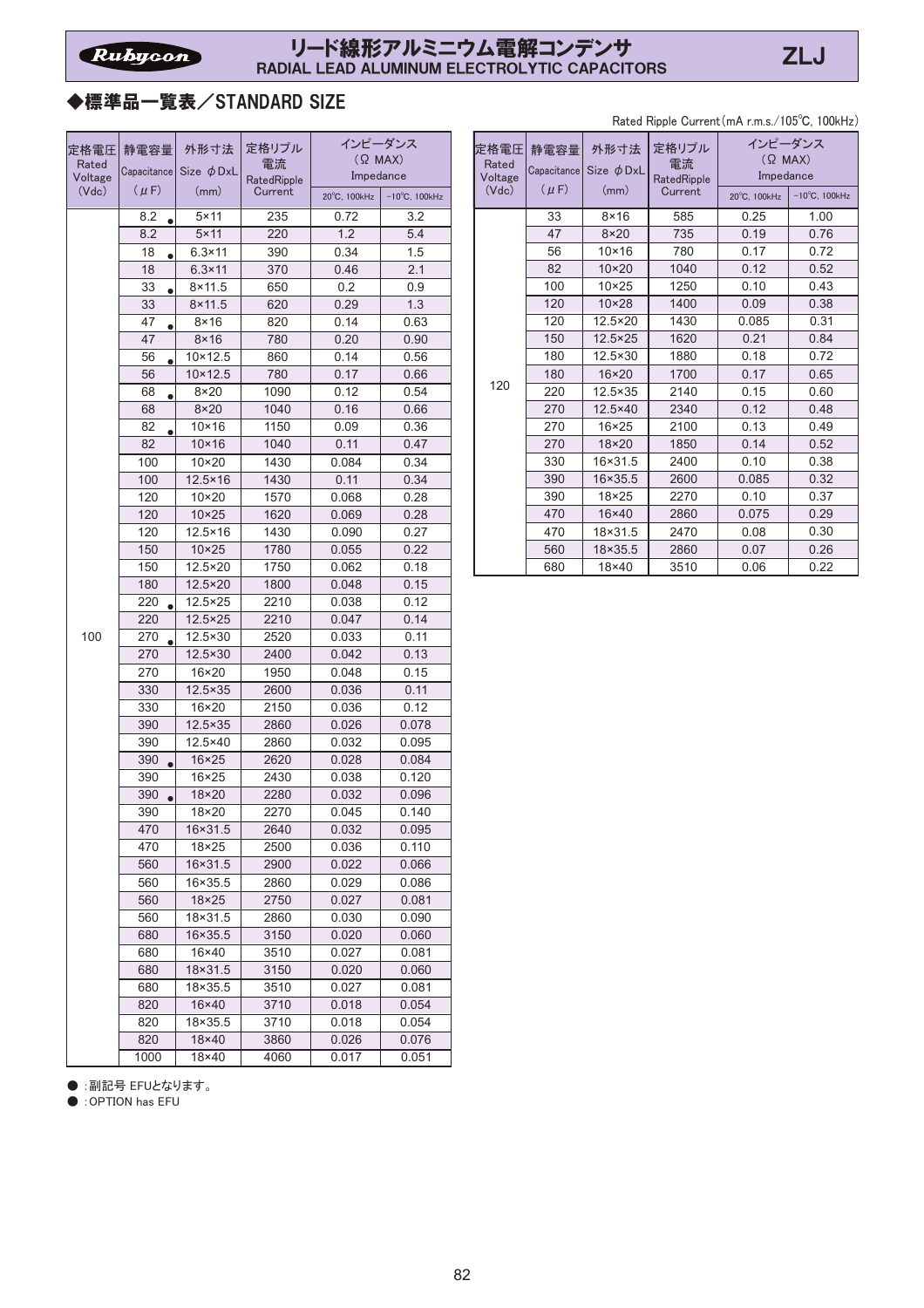# リード線形アルミニウム電解コンデンサ
## RADIAL LEAD ALUMINUM ELECTROLYTIC CAPACITORS

ZLJ

### ◆標準品一覧表／STANDARD SIZE

Rated Ripple Current(mA r.m.s./105℃, 100kHz)

| 定格電圧 Rated Voltage (Vdc) | 静電容量 Capacitance (μF) | 外形寸法 Size φDxL (mm) | 定格リプル電流 RatedRipple Current | インピーダンス (Ω MAX) Impedance | |
|---|---|---|---|---|---|
| | | | | 20℃, 100kHz | −10℃, 100kHz |
| 100 | 8.2 ● | 5×11 | 235 | 0.72 | 3.2 |
| | 8.2 | 5×11 | 220 | 1.2 | 5.4 |
| | 18 ● | 6.3×11 | 390 | 0.34 | 1.5 |
| | 18 | 6.3×11 | 370 | 0.46 | 2.1 |
| | 33 ● | 8×11.5 | 650 | 0.2 | 0.9 |
| | 33 | 8×11.5 | 620 | 0.29 | 1.3 |
| | 47 ● | 8×16 | 820 | 0.14 | 0.63 |
| | 47 | 8×16 | 780 | 0.20 | 0.90 |
| | 56 ● | 10×12.5 | 860 | 0.14 | 0.56 |
| | 56 | 10×12.5 | 780 | 0.17 | 0.66 |
| | 68 ● | 8×20 | 1090 | 0.12 | 0.54 |
| | 68 | 8×20 | 1040 | 0.16 | 0.66 |
| | 82 ● | 10×16 | 1150 | 0.09 | 0.36 |
| | 82 | 10×16 | 1040 | 0.11 | 0.47 |
| | 100 | 10×20 | 1430 | 0.084 | 0.34 |
| | 100 | 12.5×16 | 1430 | 0.11 | 0.34 |
| | 120 | 10×20 | 1570 | 0.068 | 0.28 |
| | 120 | 10×25 | 1620 | 0.069 | 0.28 |
| | 120 | 12.5×16 | 1430 | 0.090 | 0.27 |
| | 150 | 10×25 | 1780 | 0.055 | 0.22 |
| | 150 | 12.5×20 | 1750 | 0.062 | 0.18 |
| | 180 | 12.5×20 | 1800 | 0.048 | 0.15 |
| | 220 ● | 12.5×25 | 2210 | 0.038 | 0.12 |
| | 220 | 12.5×25 | 2210 | 0.047 | 0.14 |
| | 270 ● | 12.5×30 | 2520 | 0.033 | 0.11 |
| | 270 | 12.5×30 | 2400 | 0.042 | 0.13 |
| | 270 | 16×20 | 1950 | 0.048 | 0.15 |
| | 330 | 12.5×35 | 2600 | 0.036 | 0.11 |
| | 330 | 16×20 | 2150 | 0.036 | 0.12 |
| | 390 | 12.5×35 | 2860 | 0.026 | 0.078 |
| | 390 | 12.5×40 | 2860 | 0.032 | 0.095 |
| | 390 ● | 16×25 | 2620 | 0.028 | 0.084 |
| | 390 | 16×25 | 2430 | 0.038 | 0.120 |
| | 390 ● | 18×20 | 2280 | 0.032 | 0.096 |
| | 390 | 18×20 | 2270 | 0.045 | 0.140 |
| | 470 | 16×31.5 | 2640 | 0.032 | 0.095 |
| | 470 | 18×25 | 2500 | 0.036 | 0.110 |
| | 560 | 16×31.5 | 2900 | 0.022 | 0.066 |
| | 560 | 16×35.5 | 2860 | 0.029 | 0.086 |
| | 560 | 18×25 | 2750 | 0.027 | 0.081 |
| | 560 | 18×31.5 | 2860 | 0.030 | 0.090 |
| | 680 | 16×35.5 | 3150 | 0.020 | 0.060 |
| | 680 | 16×40 | 3510 | 0.027 | 0.081 |
| | 680 | 18×31.5 | 3150 | 0.020 | 0.060 |
| | 680 | 18×35.5 | 3510 | 0.027 | 0.081 |
| | 820 | 16×40 | 3710 | 0.018 | 0.054 |
| | 820 | 18×35.5 | 3710 | 0.018 | 0.054 |
| | 820 | 18×40 | 3860 | 0.026 | 0.076 |
| | 1000 | 18×40 | 4060 | 0.017 | 0.051 |

| 定格電圧 Rated Voltage (Vdc) | 静電容量 Capacitance (μF) | 外形寸法 Size φDxL (mm) | 定格リプル電流 RatedRipple Current | インピーダンス (Ω MAX) Impedance | |
|---|---|---|---|---|---|
| | | | | 20℃, 100kHz | −10℃, 100kHz |
| 120 | 33 | 8×16 | 585 | 0.25 | 1.00 |
| | 47 | 8×20 | 735 | 0.19 | 0.76 |
| | 56 | 10×16 | 780 | 0.17 | 0.72 |
| | 82 | 10×20 | 1040 | 0.12 | 0.52 |
| | 100 | 10×25 | 1250 | 0.10 | 0.43 |
| | 120 | 10×28 | 1400 | 0.09 | 0.38 |
| | 120 | 12.5×20 | 1430 | 0.085 | 0.31 |
| | 150 | 12.5×25 | 1620 | 0.21 | 0.84 |
| | 180 | 12.5×30 | 1880 | 0.18 | 0.72 |
| | 180 | 16×20 | 1700 | 0.17 | 0.65 |
| | 220 | 12.5×35 | 2140 | 0.15 | 0.60 |
| | 270 | 12.5×40 | 2340 | 0.12 | 0.48 |
| | 270 | 16×25 | 2100 | 0.13 | 0.49 |
| | 270 | 18×20 | 1850 | 0.14 | 0.52 |
| | 330 | 16×31.5 | 2400 | 0.10 | 0.38 |
| | 390 | 16×35.5 | 2600 | 0.085 | 0.32 |
| | 390 | 18×25 | 2270 | 0.10 | 0.37 |
| | 470 | 16×40 | 2860 | 0.075 | 0.29 |
| | 470 | 18×31.5 | 2470 | 0.08 | 0.30 |
| | 560 | 18×35.5 | 2860 | 0.07 | 0.26 |
| | 680 | 18×40 | 3510 | 0.06 | 0.22 |

● :副記号 EFUとなります。
● :OPTION has EFU